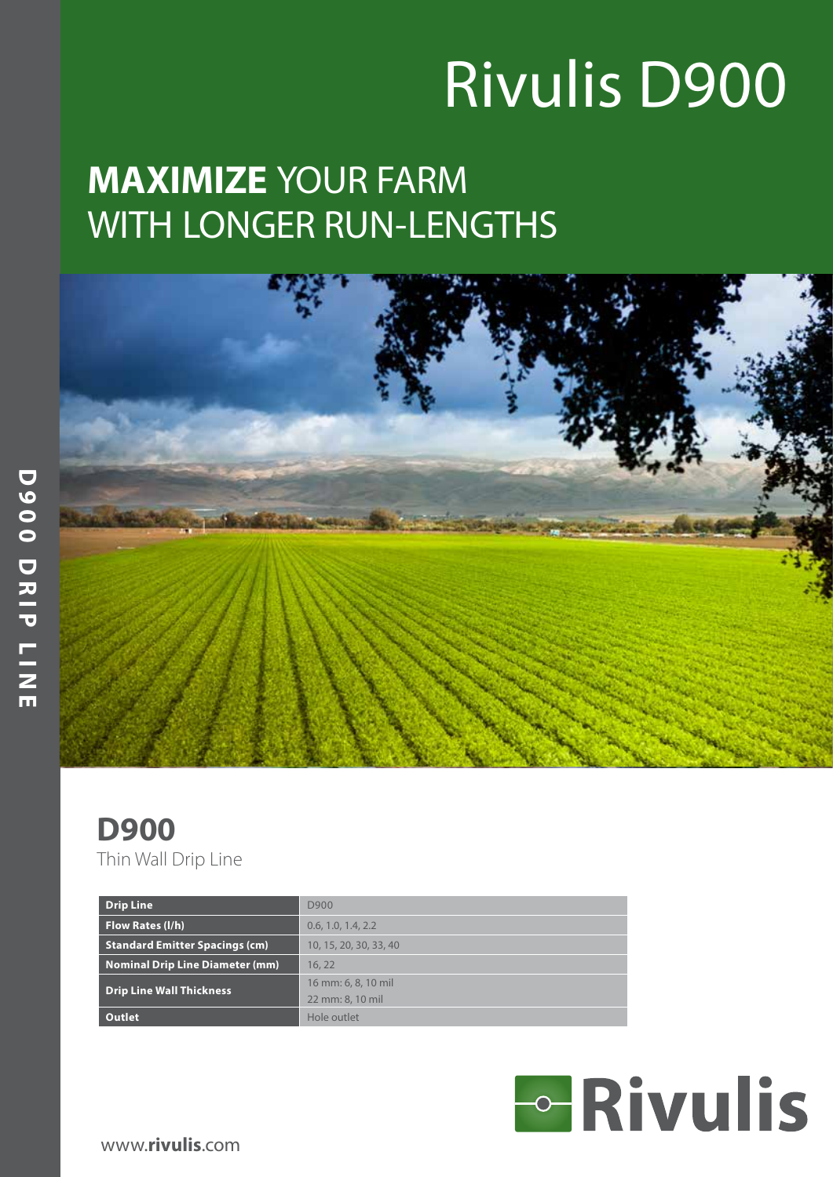# Rivulis D900

## **MAXIMIZE** YOUR FARM WITH LONGER RUN-LENGTHS

D900 DRIP LINE

## D900

Thin Wall Drip Line

| Drip Line | D900 |
|---|---|
| Flow Rates (l/h) | 0.6, 1.0, 1.4, 2.2 |
| Standard Emitter Spacings (cm) | 10, 15, 20, 30, 33, 40 |
| Nominal Drip Line Diameter (mm) | 16, 22 |
| Drip Line Wall Thickness | 16 mm: 6, 8, 10 mil<br>22 mm: 8, 10 mil |
| Outlet | Hole outlet |

Rivulis

www.**rivulis**.com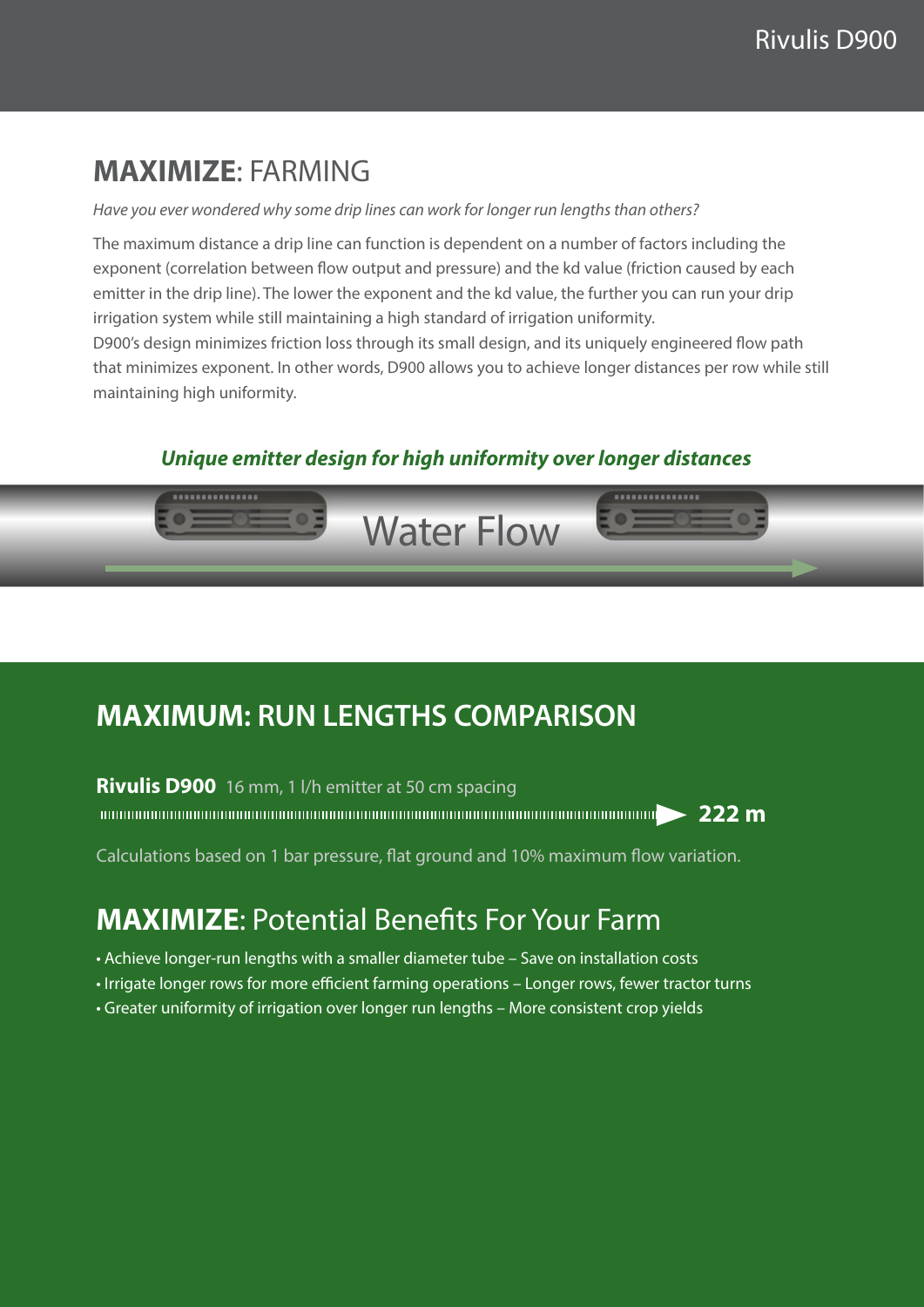## **MAXIMIZE**: FARMING

*Have you ever wondered why some drip lines can work for longer run lengths than others?*

The maximum distance a drip line can function is dependent on a number of factors including the exponent (correlation between flow output and pressure) and the kd value (friction caused by each emitter in the drip line). The lower the exponent and the kd value, the further you can run your drip irrigation system while still maintaining a high standard of irrigation uniformity.
D900's design minimizes friction loss through its small design, and its uniquely engineered flow path that minimizes exponent. In other words, D900 allows you to achieve longer distances per row while still maintaining high uniformity.

***Unique emitter design for high uniformity over longer distances***

Water Flow

## MAXIMUM: RUN LENGTHS COMPARISON

**Rivulis D900** 16 mm, 1 l/h emitter at 50 cm spacing

**222 m**

Calculations based on 1 bar pressure, flat ground and 10% maximum flow variation.

## **MAXIMIZE**: Potential Benefits For Your Farm

- Achieve longer-run lengths with a smaller diameter tube – Save on installation costs
- Irrigate longer rows for more efficient farming operations – Longer rows, fewer tractor turns
- Greater uniformity of irrigation over longer run lengths – More consistent crop yields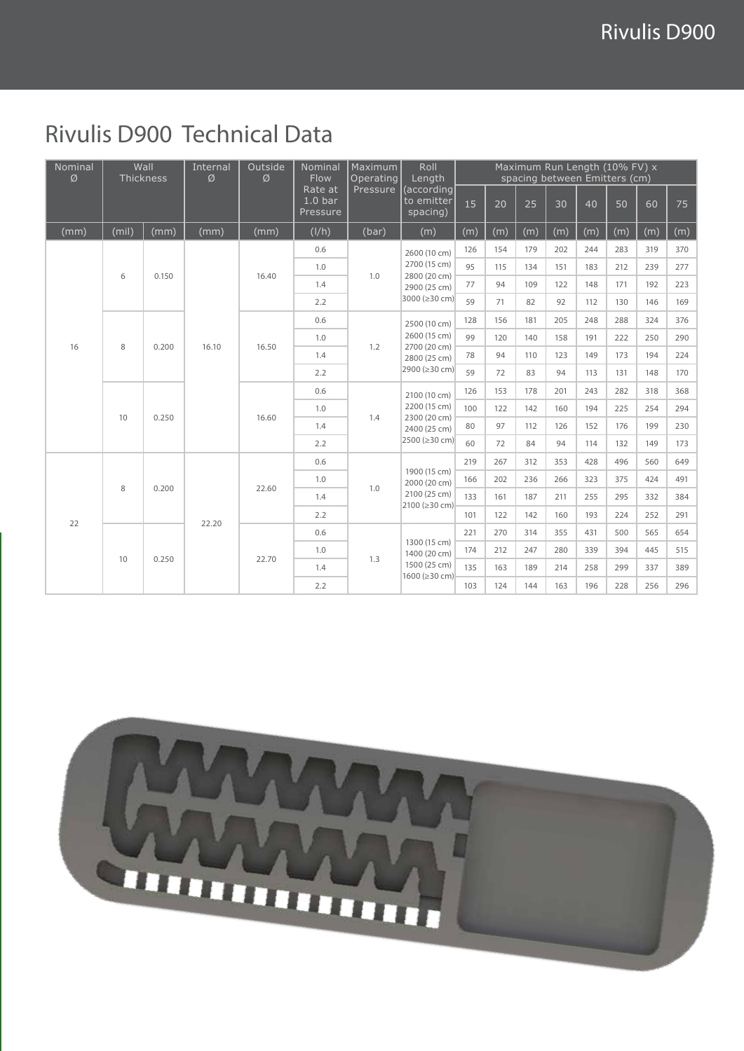# Rivulis D900 Technical Data

| Nominal Ø | Wall Thickness | | Internal Ø | Outside Ø | Nominal Flow Rate at 1.0 bar Pressure | Maximum Operating Pressure | Roll Length (according to emitter spacing) | Maximum Run Length (10% FV) x spacing between Emitters (cm) | | | | | | | |
|---|---|---|---|---|---|---|---|---|---|---|---|---|---|---|---|
| | | | | | | | | 15 | 20 | 25 | 30 | 40 | 50 | 60 | 75 |
| (mm) | (mil) | (mm) | (mm) | (mm) | (l/h) | (bar) | (m) | (m) | (m) | (m) | (m) | (m) | (m) | (m) | (m) |
| 16 | 6 | 0.150 | 16.10 | 16.40 | 0.6 | 1.0 | 2600 (10 cm) 2700 (15 cm) 2800 (20 cm) 2900 (25 cm) 3000 (≥30 cm) | 126 | 154 | 179 | 202 | 244 | 283 | 319 | 370 |
| | | | | | 1.0 | | | 95 | 115 | 134 | 151 | 183 | 212 | 239 | 277 |
| | | | | | 1.4 | | | 77 | 94 | 109 | 122 | 148 | 171 | 192 | 223 |
| | | | | | 2.2 | | | 59 | 71 | 82 | 92 | 112 | 130 | 146 | 169 |
| | 8 | 0.200 | | 16.50 | 0.6 | 1.2 | 2500 (10 cm) 2600 (15 cm) 2700 (20 cm) 2800 (25 cm) 2900 (≥30 cm) | 128 | 156 | 181 | 205 | 248 | 288 | 324 | 376 |
| | | | | | 1.0 | | | 99 | 120 | 140 | 158 | 191 | 222 | 250 | 290 |
| | | | | | 1.4 | | | 78 | 94 | 110 | 123 | 149 | 173 | 194 | 224 |
| | | | | | 2.2 | | | 59 | 72 | 83 | 94 | 113 | 131 | 148 | 170 |
| | 10 | 0.250 | | 16.60 | 0.6 | 1.4 | 2100 (10 cm) 2200 (15 cm) 2300 (20 cm) 2400 (25 cm) 2500 (≥30 cm) | 126 | 153 | 178 | 201 | 243 | 282 | 318 | 368 |
| | | | | | 1.0 | | | 100 | 122 | 142 | 160 | 194 | 225 | 254 | 294 |
| | | | | | 1.4 | | | 80 | 97 | 112 | 126 | 152 | 176 | 199 | 230 |
| | | | | | 2.2 | | | 60 | 72 | 84 | 94 | 114 | 132 | 149 | 173 |
| 22 | 8 | 0.200 | 22.20 | 22.60 | 0.6 | 1.0 | 1900 (15 cm) 2000 (20 cm) 2100 (25 cm) 2100 (≥30 cm) | 219 | 267 | 312 | 353 | 428 | 496 | 560 | 649 |
| | | | | | 1.0 | | | 166 | 202 | 236 | 266 | 323 | 375 | 424 | 491 |
| | | | | | 1.4 | | | 133 | 161 | 187 | 211 | 255 | 295 | 332 | 384 |
| | | | | | 2.2 | | | 101 | 122 | 142 | 160 | 193 | 224 | 252 | 291 |
| | 10 | 0.250 | | 22.70 | 0.6 | 1.3 | 1300 (15 cm) 1400 (20 cm) 1500 (25 cm) 1600 (≥30 cm) | 221 | 270 | 314 | 355 | 431 | 500 | 565 | 654 |
| | | | | | 1.0 | | | 174 | 212 | 247 | 280 | 339 | 394 | 445 | 515 |
| | | | | | 1.4 | | | 135 | 163 | 189 | 214 | 258 | 299 | 337 | 389 |
| | | | | | 2.2 | | | 103 | 124 | 144 | 163 | 196 | 228 | 256 | 296 |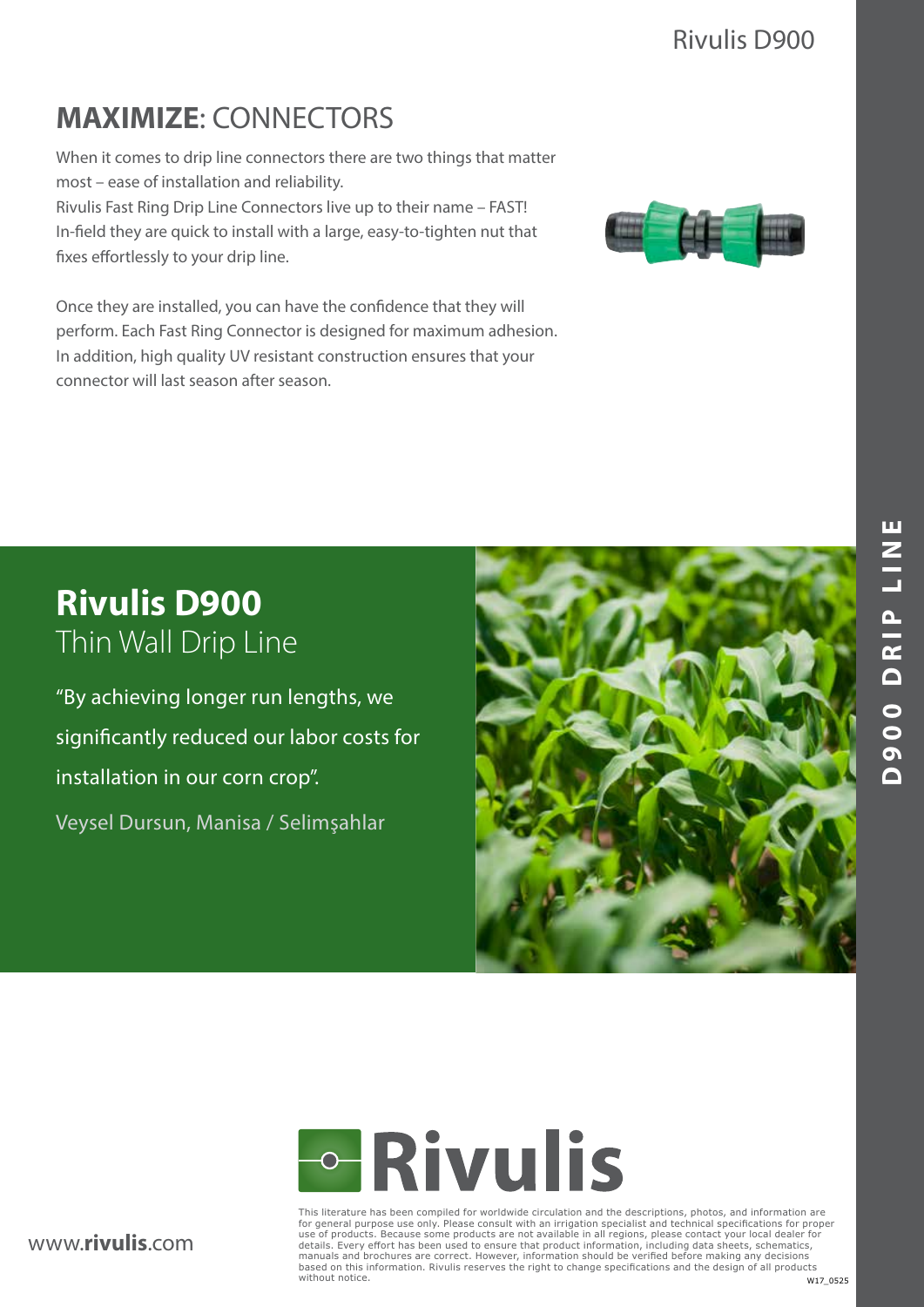## **MAXIMIZE**: CONNECTORS

When it comes to drip line connectors there are two things that matter most – ease of installation and reliability.
Rivulis Fast Ring Drip Line Connectors live up to their name – FAST! In-field they are quick to install with a large, easy-to-tighten nut that fixes effortlessly to your drip line.

Once they are installed, you can have the confidence that they will perform. Each Fast Ring Connector is designed for maximum adhesion. In addition, high quality UV resistant construction ensures that your connector will last season after season.

## **Rivulis D900**
Thin Wall Drip Line

"By achieving longer run lengths, we significantly reduced our labor costs for installation in our corn crop".

Veysel Dursun, Manisa / Selimşahlar

Rivulis

www.**rivulis**.com

This literature has been compiled for worldwide circulation and the descriptions, photos, and information are for general purpose use only. Please consult with an irrigation specialist and technical specifications for proper use of products. Because some products are not available in all regions, please contact your local dealer for details. Every effort has been used to ensure that product information, including data sheets, schematics, manuals and brochures are correct. However, information should be verified before making any decisions based on this information. Rivulis reserves the right to change specifications and the design of all products without notice.

W17_0525